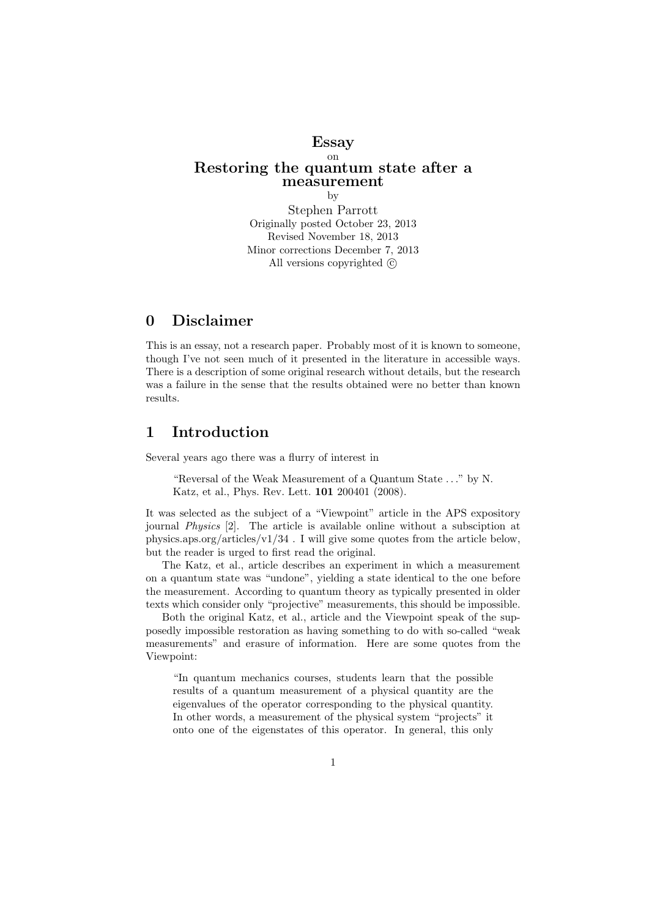# Essay

on

# Restoring the quantum state after a measurement

by

Stephen Parrott

Originally posted October 23, 2013

Revised November 18, 2013

Minor corrections December 7, 2013

All versions copyrighted ©

## 0 Disclaimer

This is an essay, not a research paper. Probably most of it is known to someone, though I've not seen much of it presented in the literature in accessible ways. There is a description of some original research without details, but the research was a failure in the sense that the results obtained were no better than known results.

## 1 Introduction

Several years ago there was a flurry of interest in

> "Reversal of the Weak Measurement of a Quantum State ..." by N. Katz, et al., Phys. Rev. Lett. **101** 200401 (2008).

It was selected as the subject of a "Viewpoint" article in the APS expository journal *Physics* [2]. The article is available online without a subsciption at physics.aps.org/articles/v1/34 . I will give some quotes from the article below, but the reader is urged to first read the original.

The Katz, et al., article describes an experiment in which a measurement on a quantum state was "undone", yielding a state identical to the one before the measurement. According to quantum theory as typically presented in older texts which consider only "projective" measurements, this should be impossible.

Both the original Katz, et al., article and the Viewpoint speak of the supposedly impossible restoration as having something to do with so-called "weak measurements" and erasure of information. Here are some quotes from the Viewpoint:

> "In quantum mechanics courses, students learn that the possible results of a quantum measurement of a physical quantity are the eigenvalues of the operator corresponding to the physical quantity. In other words, a measurement of the physical system "projects" it onto one of the eigenstates of this operator. In general, this only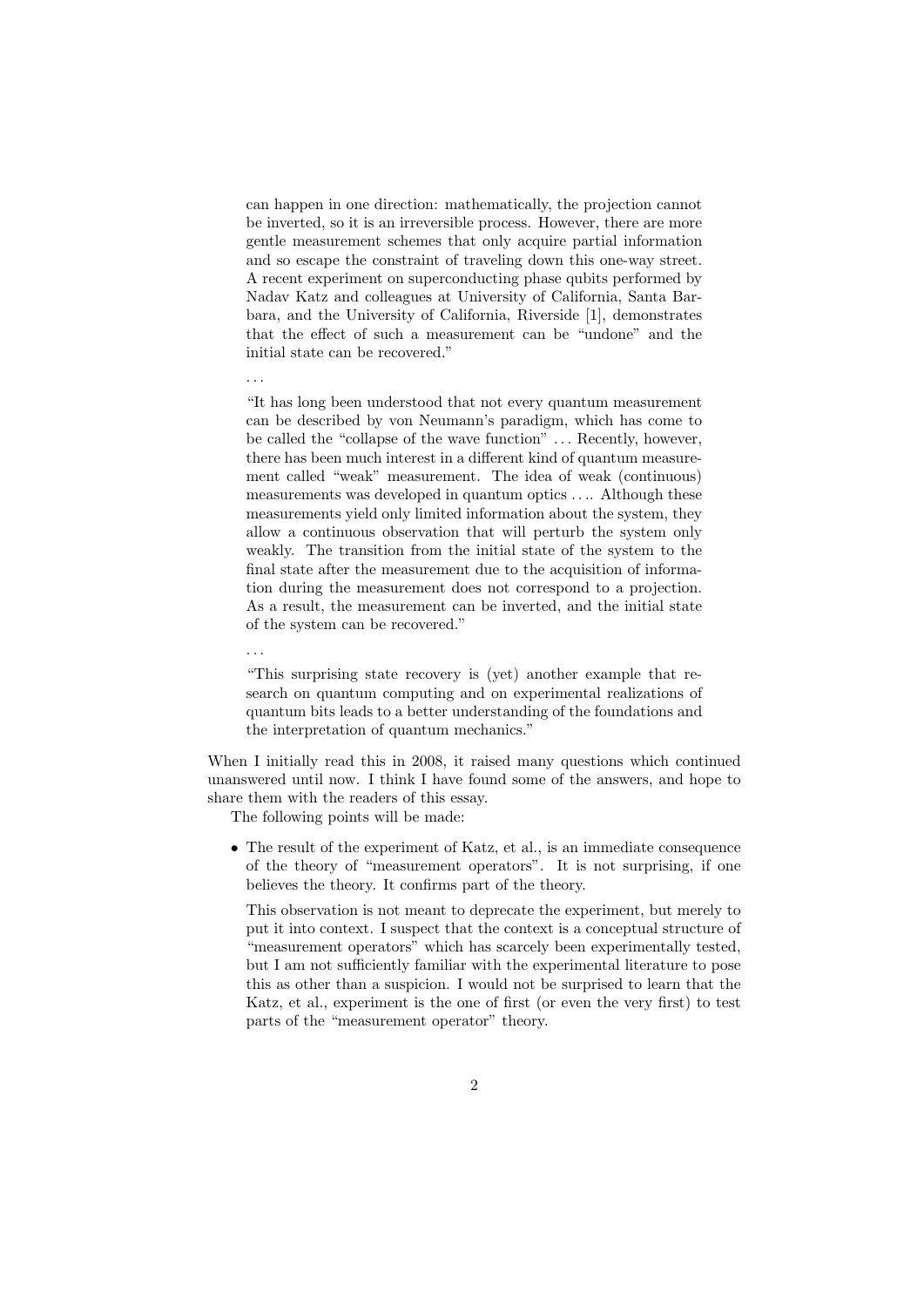can happen in one direction: mathematically, the projection cannot be inverted, so it is an irreversible process. However, there are more gentle measurement schemes that only acquire partial information and so escape the constraint of traveling down this one-way street. A recent experiment on superconducting phase qubits performed by Nadav Katz and colleagues at University of California, Santa Barbara, and the University of California, Riverside [1], demonstrates that the effect of such a measurement can be "undone" and the initial state can be recovered."

> ...
>
> "It has long been understood that not every quantum measurement can be described by von Neumann's paradigm, which has come to be called the "collapse of the wave function" ... Recently, however, there has been much interest in a different kind of quantum measurement called "weak" measurement. The idea of weak (continuous) measurements was developed in quantum optics .... Although these measurements yield only limited information about the system, they allow a continuous observation that will perturb the system only weakly. The transition from the initial state of the system to the final state after the measurement due to the acquisition of information during the measurement does not correspond to a projection. As a result, the measurement can be inverted, and the initial state of the system can be recovered."
>
> ...
>
> "This surprising state recovery is (yet) another example that research on quantum computing and on experimental realizations of quantum bits leads to a better understanding of the foundations and the interpretation of quantum mechanics."

When I initially read this in 2008, it raised many questions which continued unanswered until now. I think I have found some of the answers, and hope to share them with the readers of this essay.

The following points will be made:

- The result of the experiment of Katz, et al., is an immediate consequence of the theory of "measurement operators". It is not surprising, if one believes the theory. It confirms part of the theory.

  This observation is not meant to deprecate the experiment, but merely to put it into context. I suspect that the context is a conceptual structure of "measurement operators" which has scarcely been experimentally tested, but I am not sufficiently familiar with the experimental literature to pose this as other than a suspicion. I would not be surprised to learn that the Katz, et al., experiment is the one of first (or even the very first) to test parts of the "measurement operator" theory.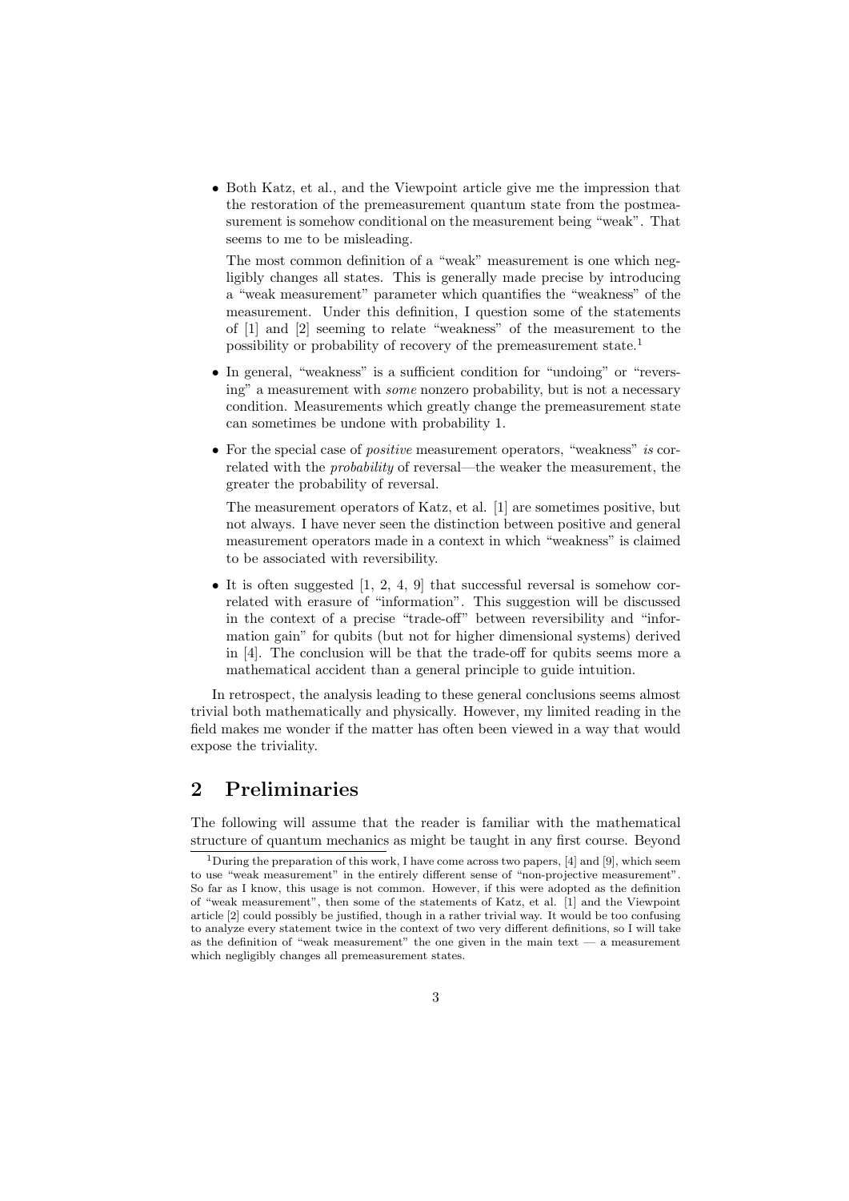- Both Katz, et al., and the Viewpoint article give me the impression that the restoration of the premeasurement quantum state from the postmeasurement is somehow conditional on the measurement being "weak". That seems to me to be misleading.

  The most common definition of a "weak" measurement is one which negligibly changes all states. This is generally made precise by introducing a "weak measurement" parameter which quantifies the "weakness" of the measurement. Under this definition, I question some of the statements of [1] and [2] seeming to relate "weakness" of the measurement to the possibility or probability of recovery of the premeasurement state.[1]

- In general, "weakness" is a sufficient condition for "undoing" or "reversing" a measurement with *some* nonzero probability, but is not a necessary condition. Measurements which greatly change the premeasurement state can sometimes be undone with probability 1.

- For the special case of *positive* measurement operators, "weakness" *is* correlated with the *probability* of reversal—the weaker the measurement, the greater the probability of reversal.

  The measurement operators of Katz, et al. [1] are sometimes positive, but not always. I have never seen the distinction between positive and general measurement operators made in a context in which "weakness" is claimed to be associated with reversibility.

- It is often suggested [1, 2, 4, 9] that successful reversal is somehow correlated with erasure of "information". This suggestion will be discussed in the context of a precise "trade-off" between reversibility and "information gain" for qubits (but not for higher dimensional systems) derived in [4]. The conclusion will be that the trade-off for qubits seems more a mathematical accident than a general principle to guide intuition.

In retrospect, the analysis leading to these general conclusions seems almost trivial both mathematically and physically. However, my limited reading in the field makes me wonder if the matter has often been viewed in a way that would expose the triviality.

## 2 Preliminaries

The following will assume that the reader is familiar with the mathematical structure of quantum mechanics as might be taught in any first course. Beyond

[1] During the preparation of this work, I have come across two papers, [4] and [9], which seem to use "weak measurement" in the entirely different sense of "non-projective measurement". So far as I know, this usage is not common. However, if this were adopted as the definition of "weak measurement", then some of the statements of Katz, et al. [1] and the Viewpoint article [2] could possibly be justified, though in a rather trivial way. It would be too confusing to analyze every statement twice in the context of two very different definitions, so I will take as the definition of "weak measurement" the one given in the main text — a measurement which negligibly changes all premeasurement states.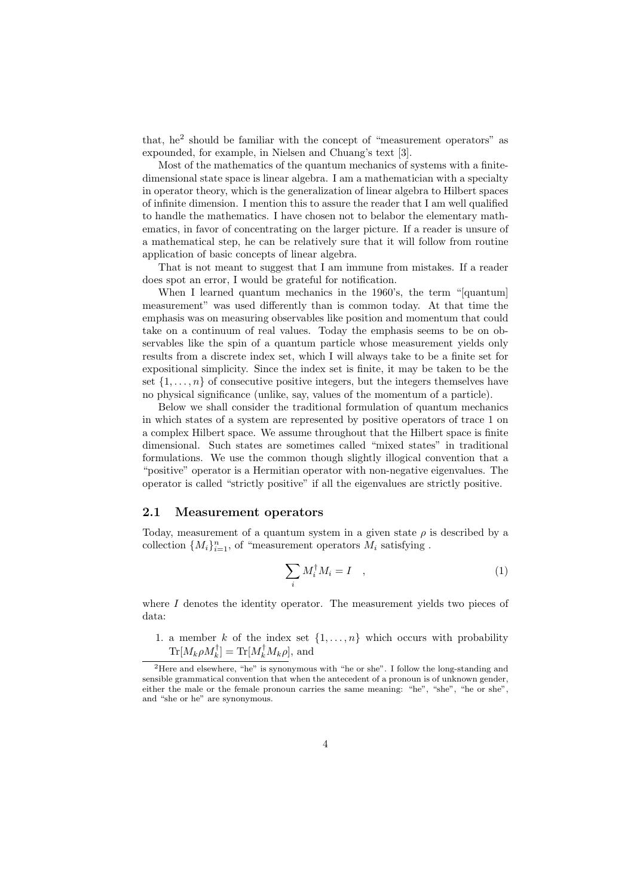that, he[2] should be familiar with the concept of "measurement operators" as expounded, for example, in Nielsen and Chuang's text [3].

Most of the mathematics of the quantum mechanics of systems with a finite-dimensional state space is linear algebra. I am a mathematician with a specialty in operator theory, which is the generalization of linear algebra to Hilbert spaces of infinite dimension. I mention this to assure the reader that I am well qualified to handle the mathematics. I have chosen not to belabor the elementary mathematics, in favor of concentrating on the larger picture. If a reader is unsure of a mathematical step, he can be relatively sure that it will follow from routine application of basic concepts of linear algebra.

That is not meant to suggest that I am immune from mistakes. If a reader does spot an error, I would be grateful for notification.

When I learned quantum mechanics in the 1960's, the term "[quantum] measurement" was used differently than is common today. At that time the emphasis was on measuring observables like position and momentum that could take on a continuum of real values. Today the emphasis seems to be on observables like the spin of a quantum particle whose measurement yields only results from a discrete index set, which I will always take to be a finite set for expositional simplicity. Since the index set is finite, it may be taken to be the set $\{1, \ldots, n\}$ of consecutive positive integers, but the integers themselves have no physical significance (unlike, say, values of the momentum of a particle).

Below we shall consider the traditional formulation of quantum mechanics in which states of a system are represented by positive operators of trace 1 on a complex Hilbert space. We assume throughout that the Hilbert space is finite dimensional. Such states are sometimes called "mixed states" in traditional formulations. We use the common though slightly illogical convention that a "positive" operator is a Hermitian operator with non-negative eigenvalues. The operator is called "strictly positive" if all the eigenvalues are strictly positive.

## 2.1 Measurement operators

Today, measurement of a quantum system in a given state $\rho$ is described by a collection $\{M_i\}_{i=1}^n$, of "measurement operators $M_i$ satisfying .

$$\sum_i M_i^\dagger M_i = I \quad , \tag{1}$$

where $I$ denotes the identity operator. The measurement yields two pieces of data:

1. a member $k$ of the index set $\{1, \ldots, n\}$ which occurs with probability $\text{Tr}[M_k \rho M_k^\dagger] = \text{Tr}[M_k^\dagger M_k \rho]$, and

[2] Here and elsewhere, "he" is synonymous with "he or she". I follow the long-standing and sensible grammatical convention that when the antecedent of a pronoun is of unknown gender, either the male or the female pronoun carries the same meaning: "he", "she", "he or she", and "she or he" are synonymous.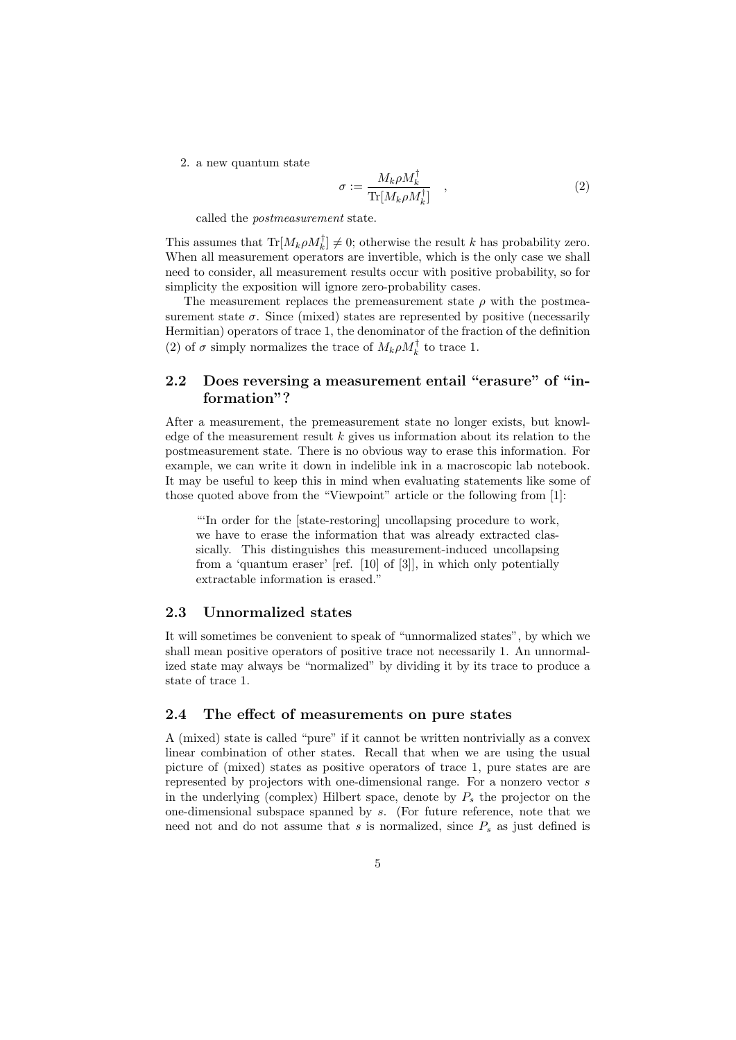2. a new quantum state

$$\sigma := \frac{M_k \rho M_k^\dagger}{\mathrm{Tr}[M_k \rho M_k^\dagger]} \quad , \tag{2}$$

called the *postmeasurement* state.

This assumes that $\mathrm{Tr}[M_k \rho M_k^\dagger] \neq 0$; otherwise the result $k$ has probability zero. When all measurement operators are invertible, which is the only case we shall need to consider, all measurement results occur with positive probability, so for simplicity the exposition will ignore zero-probability cases.

The measurement replaces the premeasurement state $\rho$ with the postmeasurement state $\sigma$. Since (mixed) states are represented by positive (necessarily Hermitian) operators of trace 1, the denominator of the fraction of the definition (2) of $\sigma$ simply normalizes the trace of $M_k \rho M_k^\dagger$ to trace 1.

## 2.2 Does reversing a measurement entail "erasure" of "information"?

After a measurement, the premeasurement state no longer exists, but knowledge of the measurement result $k$ gives us information about its relation to the postmeasurement state. There is no obvious way to erase this information. For example, we can write it down in indelible ink in a macroscopic lab notebook. It may be useful to keep this in mind when evaluating statements like some of those quoted above from the "Viewpoint" article or the following from [1]:

> "'In order for the [state-restoring] uncollapsing procedure to work, we have to erase the information that was already extracted classically. This distinguishes this measurement-induced uncollapsing from a 'quantum eraser' [ref. [10] of [3]], in which only potentially extractable information is erased."

## 2.3 Unnormalized states

It will sometimes be convenient to speak of "unnormalized states", by which we shall mean positive operators of positive trace not necessarily 1. An unnormalized state may always be "normalized" by dividing it by its trace to produce a state of trace 1.

## 2.4 The effect of measurements on pure states

A (mixed) state is called "pure" if it cannot be written nontrivially as a convex linear combination of other states. Recall that when we are using the usual picture of (mixed) states as positive operators of trace 1, pure states are are represented by projectors with one-dimensional range. For a nonzero vector $s$ in the underlying (complex) Hilbert space, denote by $P_s$ the projector on the one-dimensional subspace spanned by $s$. (For future reference, note that we need not and do not assume that $s$ is normalized, since $P_s$ as just defined is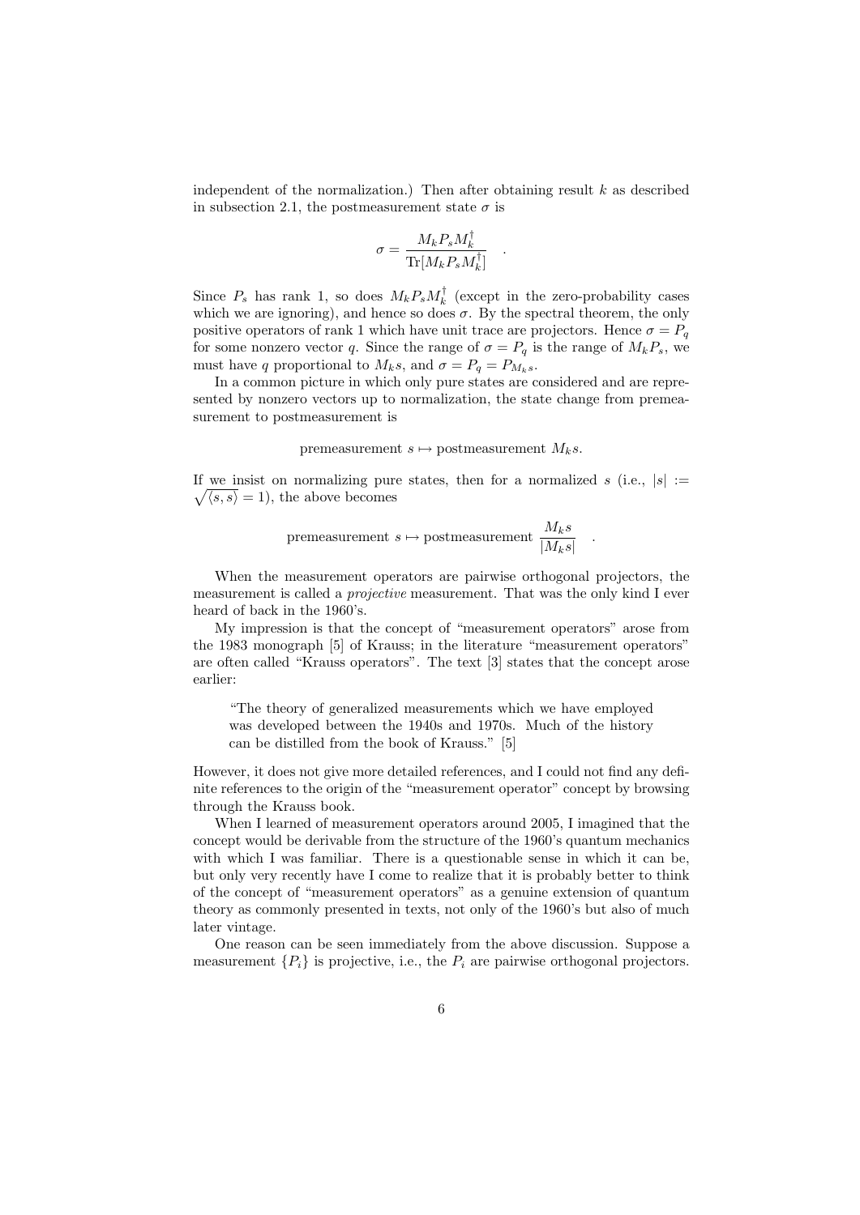independent of the normalization.) Then after obtaining result $k$ as described in subsection 2.1, the postmeasurement state $\sigma$ is

$$\sigma = \frac{M_k P_s M_k^\dagger}{\mathrm{Tr}[M_k P_s M_k^\dagger]} \quad .$$

Since $P_s$ has rank 1, so does $M_k P_s M_k^\dagger$ (except in the zero-probability cases which we are ignoring), and hence so does $\sigma$. By the spectral theorem, the only positive operators of rank 1 which have unit trace are projectors. Hence $\sigma = P_q$ for some nonzero vector $q$. Since the range of $\sigma = P_q$ is the range of $M_k P_s$, we must have $q$ proportional to $M_k s$, and $\sigma = P_q = P_{M_k s}$.

In a common picture in which only pure states are considered and are represented by nonzero vectors up to normalization, the state change from premeasurement to postmeasurement is

$$\text{premeasurement } s \mapsto \text{postmeasurement } M_k s.$$

If we insist on normalizing pure states, then for a normalized $s$ (i.e., $|s| := \sqrt{\langle s, s\rangle} = 1$), the above becomes

$$\text{premeasurement } s \mapsto \text{postmeasurement } \frac{M_k s}{|M_k s|} \quad .$$

When the measurement operators are pairwise orthogonal projectors, the measurement is called a *projective* measurement. That was the only kind I ever heard of back in the 1960's.

My impression is that the concept of "measurement operators" arose from the 1983 monograph [5] of Krauss; in the literature "measurement operators" are often called "Krauss operators". The text [3] states that the concept arose earlier:

> "The theory of generalized measurements which we have employed was developed between the 1940s and 1970s. Much of the history can be distilled from the book of Krauss." [5]

However, it does not give more detailed references, and I could not find any definite references to the origin of the "measurement operator" concept by browsing through the Krauss book.

When I learned of measurement operators around 2005, I imagined that the concept would be derivable from the structure of the 1960's quantum mechanics with which I was familiar. There is a questionable sense in which it can be, but only very recently have I come to realize that it is probably better to think of the concept of "measurement operators" as a genuine extension of quantum theory as commonly presented in texts, not only of the 1960's but also of much later vintage.

One reason can be seen immediately from the above discussion. Suppose a measurement $\{P_i\}$ is projective, i.e., the $P_i$ are pairwise orthogonal projectors.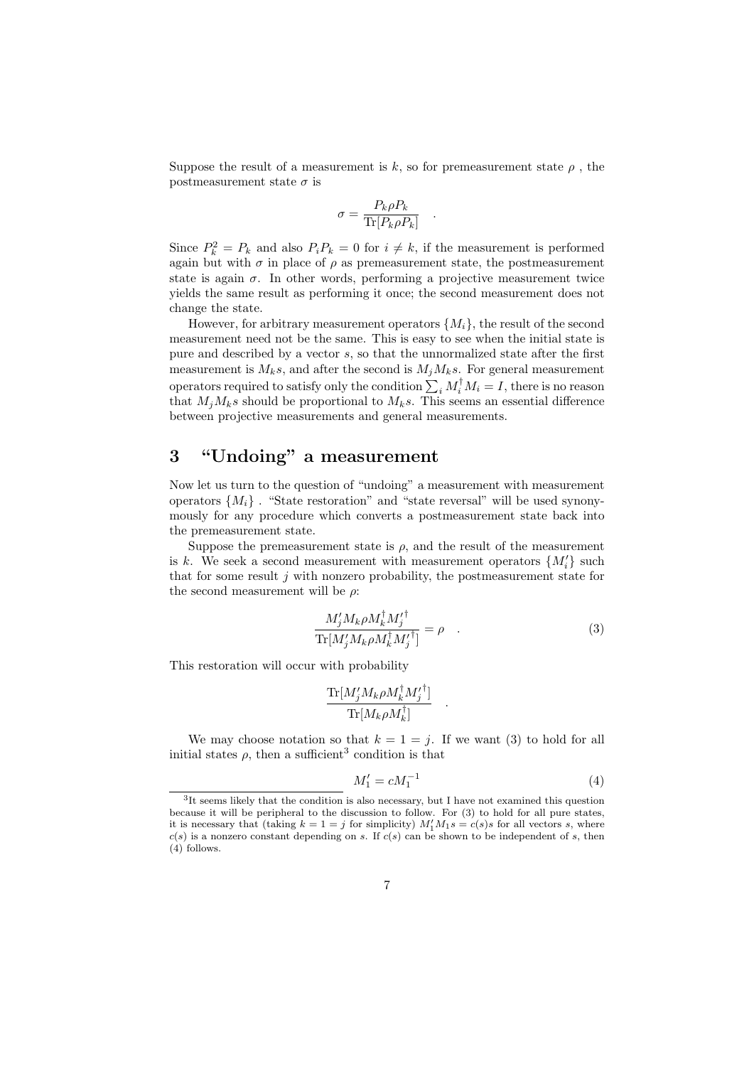Suppose the result of a measurement is $k$, so for premeasurement state $\rho$ , the postmeasurement state $\sigma$ is

$$\sigma = \frac{P_k \rho P_k}{\mathrm{Tr}[P_k \rho P_k]} \quad .$$

Since $P_k^2 = P_k$ and also $P_i P_k = 0$ for $i \neq k$, if the measurement is performed again but with $\sigma$ in place of $\rho$ as premeasurement state, the postmeasurement state is again $\sigma$. In other words, performing a projective measurement twice yields the same result as performing it once; the second measurement does not change the state.

However, for arbitrary measurement operators $\{M_i\}$, the result of the second measurement need not be the same. This is easy to see when the initial state is pure and described by a vector $s$, so that the unnormalized state after the first measurement is $M_k s$, and after the second is $M_j M_k s$. For general measurement operators required to satisfy only the condition $\sum_i M_i^\dagger M_i = I$, there is no reason that $M_j M_k s$ should be proportional to $M_k s$. This seems an essential difference between projective measurements and general measurements.

## 3 "Undoing" a measurement

Now let us turn to the question of "undoing" a measurement with measurement operators $\{M_i\}$ . "State restoration" and "state reversal" will be used synonymously for any procedure which converts a postmeasurement state back into the premeasurement state.

Suppose the premeasurement state is $\rho$, and the result of the measurement is $k$. We seek a second measurement with measurement operators $\{M'_i\}$ such that for some result $j$ with nonzero probability, the postmeasurement state for the second measurement will be $\rho$:

$$\frac{M'_j M_k \rho M_k^\dagger {M'_j}^\dagger}{\mathrm{Tr}[M'_j M_k \rho M_k^\dagger {M'_j}^\dagger]} = \rho \quad . \tag{3}$$

This restoration will occur with probability

$$\frac{\mathrm{Tr}[M'_j M_k \rho M_k^\dagger {M'_j}^\dagger]}{\mathrm{Tr}[M_k \rho M_k^\dagger]} \quad .$$

We may choose notation so that $k = 1 = j$. If we want (3) to hold for all initial states $\rho$, then a sufficient[3] condition is that

$$M'_1 = c M_1^{-1} \tag{4}$$

[3] It seems likely that the condition is also necessary, but I have not examined this question because it will be peripheral to the discussion to follow. For (3) to hold for all pure states, it is necessary that (taking $k = 1 = j$ for simplicity) $M'_1 M_1 s = c(s) s$ for all vectors $s$, where $c(s)$ is a nonzero constant depending on $s$. If $c(s)$ can be shown to be independent of $s$, then (4) follows.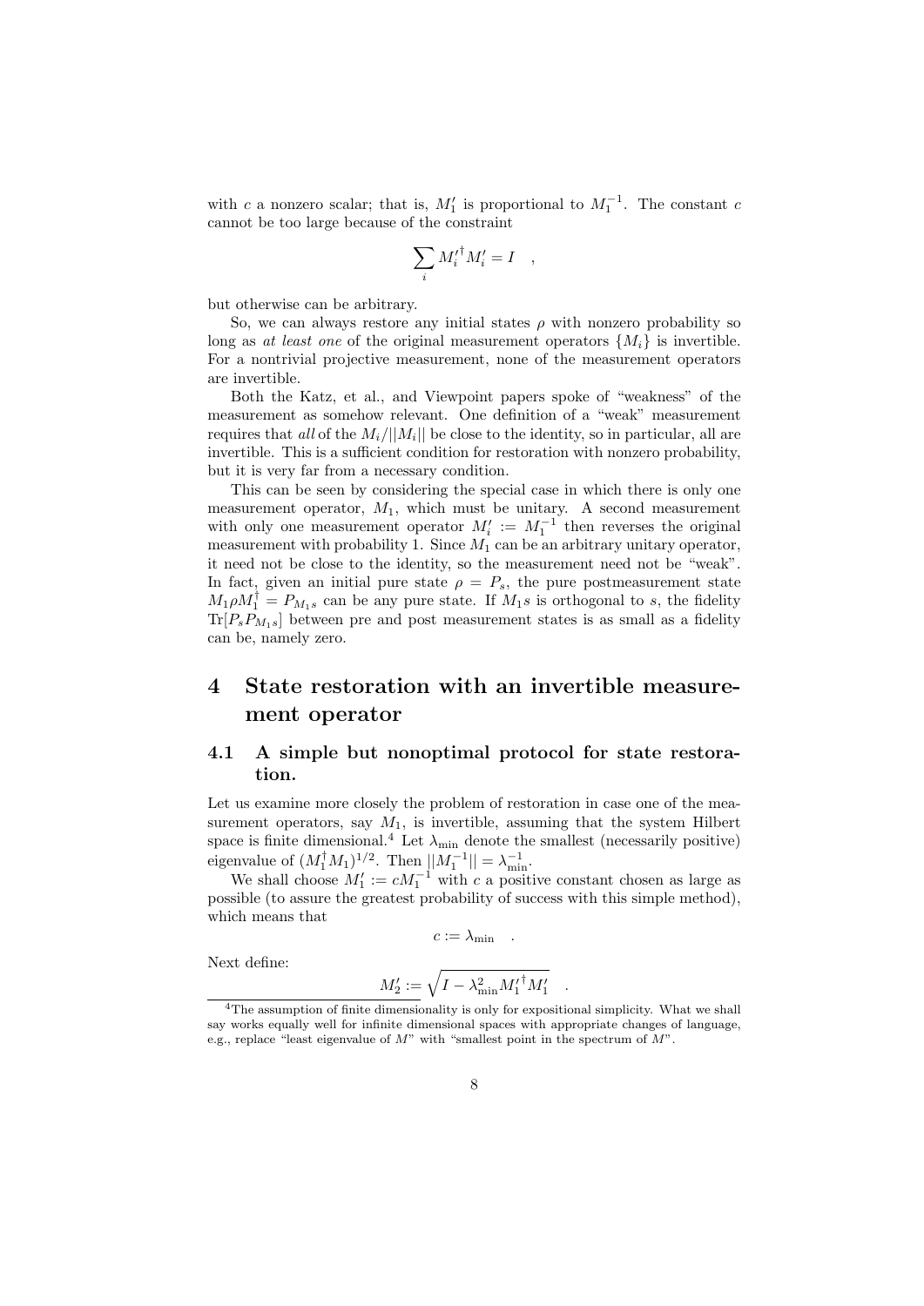with $c$ a nonzero scalar; that is, $M'_1$ is proportional to $M_1^{-1}$. The constant $c$ cannot be too large because of the constraint

$$\sum_i {M'_i}^\dagger M'_i = I \quad ,$$

but otherwise can be arbitrary.

So, we can always restore any initial states $\rho$ with nonzero probability so long as *at least one* of the original measurement operators $\{M_i\}$ is invertible. For a nontrivial projective measurement, none of the measurement operators are invertible.

Both the Katz, et al., and Viewpoint papers spoke of "weakness" of the measurement as somehow relevant. One definition of a "weak" measurement requires that *all* of the $M_i/||M_i||$ be close to the identity, so in particular, all are invertible. This is a sufficient condition for restoration with nonzero probability, but it is very far from a necessary condition.

This can be seen by considering the special case in which there is only one measurement operator, $M_1$, which must be unitary. A second measurement with only one measurement operator $M'_i := M_1^{-1}$ then reverses the original measurement with probability 1. Since $M_1$ can be an arbitrary unitary operator, it need not be close to the identity, so the measurement need not be "weak". In fact, given an initial pure state $\rho = P_s$, the pure postmeasurement state $M_1 \rho M_1^\dagger = P_{M_1 s}$ can be any pure state. If $M_1 s$ is orthogonal to $s$, the fidelity $\text{Tr}[P_s P_{M_1 s}]$ between pre and post measurement states is as small as a fidelity can be, namely zero.

# 4 State restoration with an invertible measurement operator

## 4.1 A simple but nonoptimal protocol for state restoration.

Let us examine more closely the problem of restoration in case one of the measurement operators, say $M_1$, is invertible, assuming that the system Hilbert space is finite dimensional.[4] Let $\lambda_{\min}$ denote the smallest (necessarily positive) eigenvalue of $(M_1^\dagger M_1)^{1/2}$. Then $||M_1^{-1}|| = \lambda_{\min}^{-1}$.

We shall choose $M'_1 := cM_1^{-1}$ with $c$ a positive constant chosen as large as possible (to assure the greatest probability of success with this simple method), which means that

$$c := \lambda_{\min} \quad .$$

Next define:

$$M'_2 := \sqrt{I - \lambda_{\min}^2 {M'_1}^\dagger M'_1} \quad .$$

[4] The assumption of finite dimensionality is only for expositional simplicity. What we shall say works equally well for infinite dimensional spaces with appropriate changes of language, e.g., replace "least eigenvalue of $M$" with "smallest point in the spectrum of $M$".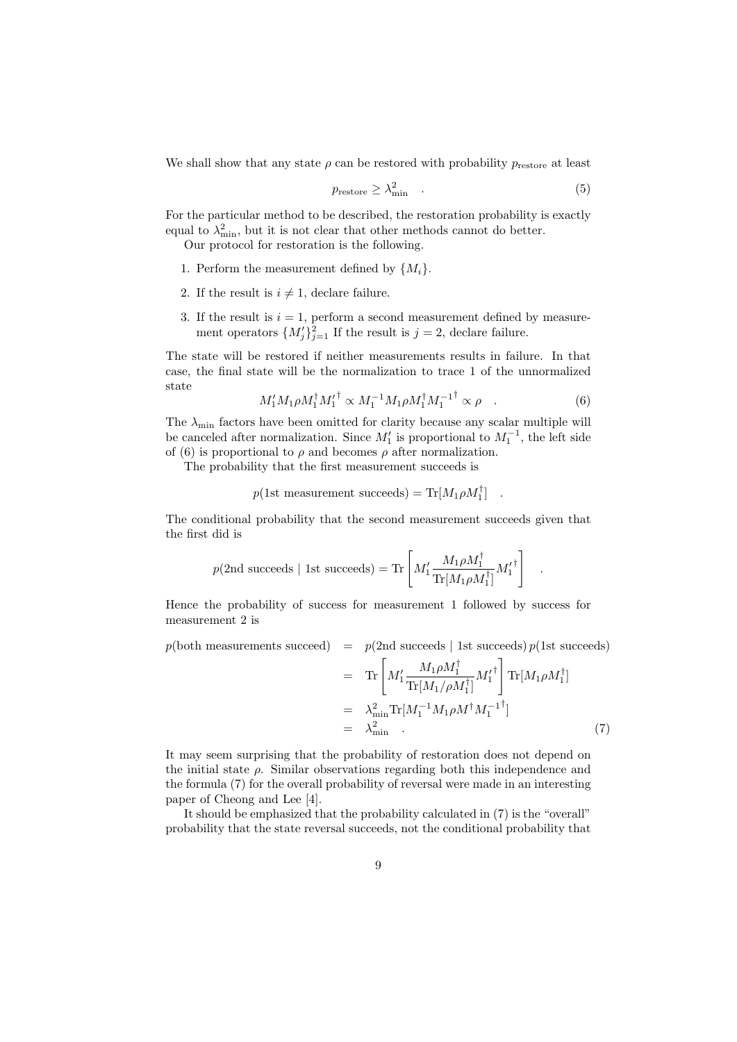We shall show that any state $\rho$ can be restored with probability $p_{\mathrm{restore}}$ at least

$$p_{\mathrm{restore}} \geq \lambda_{\min}^2 \quad . \tag{5}$$

For the particular method to be described, the restoration probability is exactly equal to $\lambda_{\min}^2$, but it is not clear that other methods cannot do better.

Our protocol for restoration is the following.

1. Perform the measurement defined by $\{M_i\}$.
2. If the result is $i \neq 1$, declare failure.
3. If the result is $i = 1$, perform a second measurement defined by measurement operators $\{M'_j\}_{j=1}^2$ If the result is $j = 2$, declare failure.

The state will be restored if neither measurements results in failure. In that case, the final state will be the normalization to trace 1 of the unnormalized state

$$M'_1 M_1 \rho M_1^\dagger {M'_1}^\dagger \propto M_1^{-1} M_1 \rho M_1^\dagger {M_1^{-1}}^\dagger \propto \rho \quad . \tag{6}$$

The $\lambda_{\min}$ factors have been omitted for clarity because any scalar multiple will be canceled after normalization. Since $M'_1$ is proportional to $M_1^{-1}$, the left side of (6) is proportional to $\rho$ and becomes $\rho$ after normalization.

The probability that the first measurement succeeds is

$$p(\text{1st measurement succeeds}) = \mathrm{Tr}[M_1 \rho M_1^\dagger] \quad .$$

The conditional probability that the second measurement succeeds given that the first did is

$$p(\text{2nd succeeds} \mid \text{1st succeeds}) = \mathrm{Tr}\left[ M'_1 \frac{M_1 \rho M_1^\dagger}{\mathrm{Tr}[M_1 \rho M_1^\dagger]} {M'_1}^\dagger \right] \quad .$$

Hence the probability of success for measurement 1 followed by success for measurement 2 is

$$\begin{aligned}
p(\text{both measurements succeed}) &= p(\text{2nd succeeds} \mid \text{1st succeeds})\, p(\text{1st succeeds}) \\
&= \mathrm{Tr}\left[ M'_1 \frac{M_1 \rho M_1^\dagger}{\mathrm{Tr}[M_1 / \rho M_1^\dagger]} {M'_1}^\dagger \right] \mathrm{Tr}[M_1 \rho M_1^\dagger] \\
&= \lambda_{\min}^2 \mathrm{Tr}[M_1^{-1} M_1 \rho M^\dagger {M_1^{-1}}^\dagger] \\
&= \lambda_{\min}^2 \quad .
\end{aligned} \tag{7}$$

It may seem surprising that the probability of restoration does not depend on the initial state $\rho$. Similar observations regarding both this independence and the formula (7) for the overall probability of reversal were made in an interesting paper of Cheong and Lee [4].

It should be emphasized that the probability calculated in (7) is the "overall" probability that the state reversal succeeds, not the conditional probability that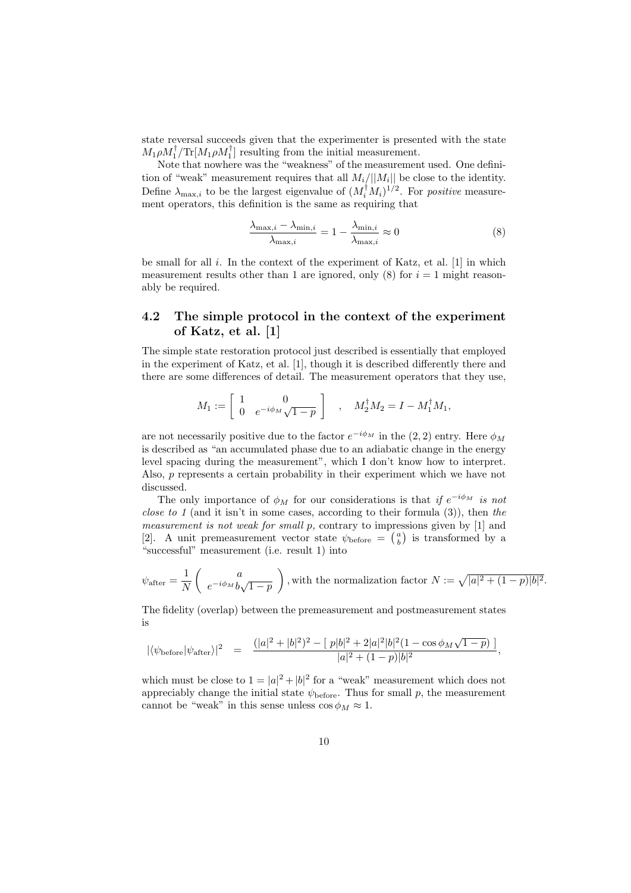state reversal succeeds given that the experimenter is presented with the state $M_1 \rho M_1^\dagger / \mathrm{Tr}[M_1 \rho M_1^\dagger]$ resulting from the initial measurement.

Note that nowhere was the "weakness" of the measurement used. One definition of "weak" measurement requires that all $M_i/||M_i||$ be close to the identity. Define $\lambda_{\max,i}$ to be the largest eigenvalue of $(M_i^\dagger M_i)^{1/2}$. For *positive* measurement operators, this definition is the same as requiring that

$$\frac{\lambda_{\max,i} - \lambda_{\min,i}}{\lambda_{\max,i}} = 1 - \frac{\lambda_{\min,i}}{\lambda_{\max,i}} \approx 0 \tag{8}$$

be small for all $i$. In the context of the experiment of Katz, et al. [1] in which measurement results other than 1 are ignored, only (8) for $i = 1$ might reasonably be required.

## 4.2 The simple protocol in the context of the experiment of Katz, et al. [1]

The simple state restoration protocol just described is essentially that employed in the experiment of Katz, et al. [1], though it is described differently there and there are some differences of detail. The measurement operators that they use,

$$M_1 := \begin{bmatrix} 1 & 0 \\ 0 & e^{-i\phi_M}\sqrt{1-p} \end{bmatrix} \quad , \quad M_2^\dagger M_2 = I - M_1^\dagger M_1,$$

are not necessarily positive due to the factor $e^{-i\phi_M}$ in the (2, 2) entry. Here $\phi_M$ is described as "an accumulated phase due to an adiabatic change in the energy level spacing during the measurement", which I don't know how to interpret. Also, $p$ represents a certain probability in their experiment which we have not discussed.

The only importance of $\phi_M$ for our considerations is that *if $e^{-i\phi_M}$ is not close to 1* (and it isn't in some cases, according to their formula (3)), then *the measurement is not weak for small p,* contrary to impressions given by [1] and [2]. A unit premeasurement vector state $\psi_{\text{before}} = \binom{a}{b}$ is transformed by a "successful" measurement (i.e. result 1) into

$$\psi_{\text{after}} = \frac{1}{N} \begin{pmatrix} a \\ e^{-i\phi_M} b\sqrt{1-p} \end{pmatrix}, \text{with the normalization factor } N := \sqrt{|a|^2 + (1-p)|b|^2}.$$

The fidelity (overlap) between the premeasurement and postmeasurement states is

$$|\langle \psi_{\text{before}} | \psi_{\text{after}} \rangle|^2 \quad = \quad \frac{(|a|^2 + |b|^2)^2 - [\, p|b|^2 + 2|a|^2|b|^2(1 - \cos\phi_M \sqrt{1-p})\,]}{|a|^2 + (1-p)|b|^2},$$

which must be close to $1 = |a|^2 + |b|^2$ for a "weak" measurement which does not appreciably change the initial state $\psi_{\text{before}}$. Thus for small $p$, the measurement cannot be "weak" in this sense unless $\cos\phi_M \approx 1$.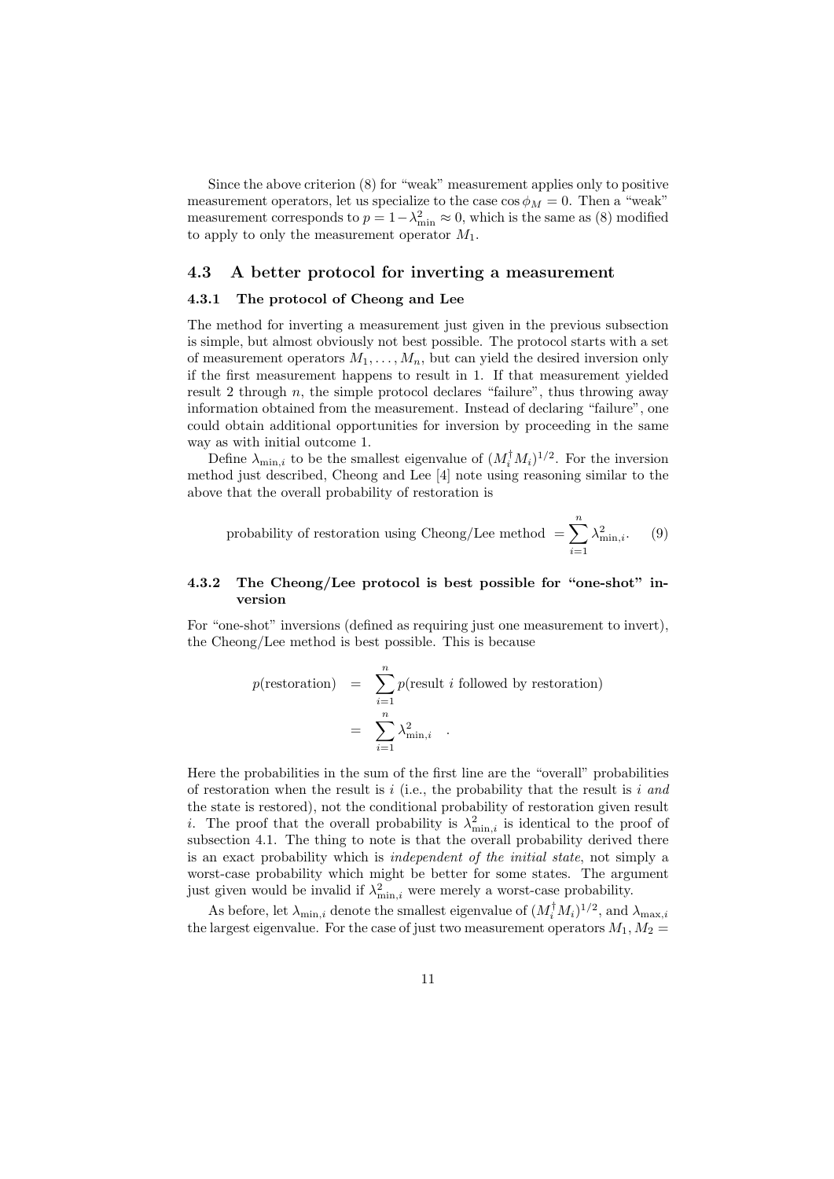Since the above criterion (8) for "weak" measurement applies only to positive measurement operators, let us specialize to the case $\cos \phi_M = 0$. Then a "weak" measurement corresponds to $p = 1 - \lambda_{\min}^2 \approx 0$, which is the same as (8) modified to apply to only the measurement operator $M_1$.

## 4.3 A better protocol for inverting a measurement

### 4.3.1 The protocol of Cheong and Lee

The method for inverting a measurement just given in the previous subsection is simple, but almost obviously not best possible. The protocol starts with a set of measurement operators $M_1, \ldots, M_n$, but can yield the desired inversion only if the first measurement happens to result in 1. If that measurement yielded result 2 through $n$, the simple protocol declares "failure", thus throwing away information obtained from the measurement. Instead of declaring "failure", one could obtain additional opportunities for inversion by proceeding in the same way as with initial outcome 1.

Define $\lambda_{\min,i}$ to be the smallest eigenvalue of $(M_i^\dagger M_i)^{1/2}$. For the inversion method just described, Cheong and Lee [4] note using reasoning similar to the above that the overall probability of restoration is

$$\text{probability of restoration using Cheong/Lee method } = \sum_{i=1}^{n} \lambda_{\min,i}^2. \tag{9}$$

### 4.3.2 The Cheong/Lee protocol is best possible for "one-shot" inversion

For "one-shot" inversions (defined as requiring just one measurement to invert), the Cheong/Lee method is best possible. This is because

$$\begin{aligned} p(\text{restoration}) &= \sum_{i=1}^{n} p(\text{result } i \text{ followed by restoration}) \\ &= \sum_{i=1}^{n} \lambda_{\min,i}^2 \quad . \end{aligned}$$

Here the probabilities in the sum of the first line are the "overall" probabilities of restoration when the result is $i$ (i.e., the probability that the result is $i$ *and* the state is restored), not the conditional probability of restoration given result $i$. The proof that the overall probability is $\lambda_{\min,i}^2$ is identical to the proof of subsection 4.1. The thing to note is that the overall probability derived there is an exact probability which is *independent of the initial state*, not simply a worst-case probability which might be better for some states. The argument just given would be invalid if $\lambda_{\min,i}^2$ were merely a worst-case probability.

As before, let $\lambda_{\min,i}$ denote the smallest eigenvalue of $(M_i^\dagger M_i)^{1/2}$, and $\lambda_{\max,i}$ the largest eigenvalue. For the case of just two measurement operators $M_1, M_2 =$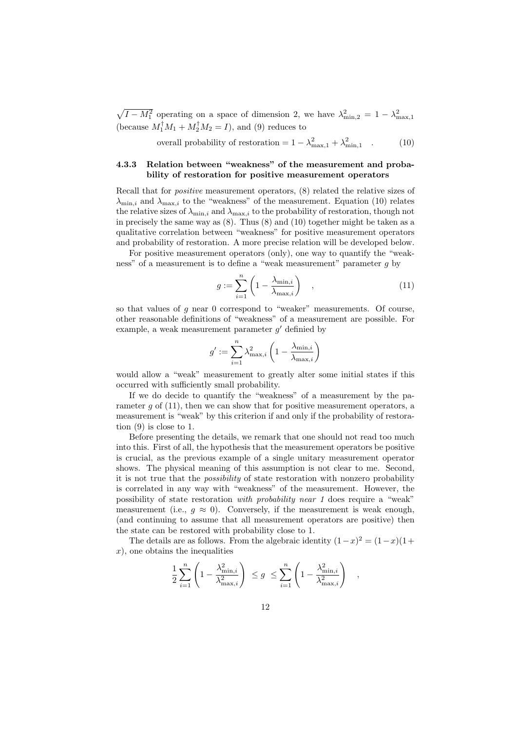$\sqrt{I - M_1^2}$ operating on a space of dimension 2, we have $\lambda^2_{\min,2} = 1 - \lambda^2_{\max,1}$ (because $M_1^\dagger M_1 + M_2^\dagger M_2 = I$), and (9) reduces to

$$\text{overall probability of restoration} = 1 - \lambda^2_{\max,1} + \lambda^2_{\min,1} \quad . \tag{10}$$

### 4.3.3 Relation between "weakness" of the measurement and probability of restoration for positive measurement operators

Recall that for *positive* measurement operators, (8) related the relative sizes of $\lambda_{\min,i}$ and $\lambda_{\max,i}$ to the "weakness" of the measurement. Equation (10) relates the relative sizes of $\lambda_{\min,i}$ and $\lambda_{\max,i}$ to the probability of restoration, though not in precisely the same way as (8). Thus (8) and (10) together might be taken as a qualitative correlation between "weakness" for positive measurement operators and probability of restoration. A more precise relation will be developed below.

For positive measurement operators (only), one way to quantify the "weakness" of a measurement is to define a "weak measurement" parameter $g$ by

$$g := \sum_{i=1}^{n} \left(1 - \frac{\lambda_{\min,i}}{\lambda_{\max,i}}\right) \quad , \tag{11}$$

so that values of $g$ near 0 correspond to "weaker" measurements. Of course, other reasonable definitions of "weakness" of a measurement are possible. For example, a weak measurement parameter $g'$ definied by

$$g' := \sum_{i=1}^{n} \lambda^2_{\max,i} \left(1 - \frac{\lambda_{\min,i}}{\lambda_{\max,i}}\right)$$

would allow a "weak" measurement to greatly alter some initial states if this occurred with sufficiently small probability.

If we do decide to quantify the "weakness" of a measurement by the parameter $g$ of (11), then we can show that for positive measurement operators, a measurement is "weak" by this criterion if and only if the probability of restoration (9) is close to 1.

Before presenting the details, we remark that one should not read too much into this. First of all, the hypothesis that the measurement operators be positive is crucial, as the previous example of a single unitary measurement operator shows. The physical meaning of this assumption is not clear to me. Second, it is not true that the *possibility* of state restoration with nonzero probability is correlated in any way with "weakness" of the measurement. However, the possibility of state restoration *with probability near 1* does require a "weak" measurement (i.e., $g \approx 0$). Conversely, if the measurement is weak enough, (and continuing to assume that all measurement operators are positive) then the state can be restored with probability close to 1.

The details are as follows. From the algebraic identity $(1-x)^2 = (1-x)(1+x)$, one obtains the inequalities

$$\frac{1}{2} \sum_{i=1}^{n} \left(1 - \frac{\lambda^2_{\min,i}}{\lambda^2_{\max,i}}\right) \;\leq g\; \leq \sum_{i=1}^{n} \left(1 - \frac{\lambda^2_{\min,i}}{\lambda^2_{\max,i}}\right) \quad ,$$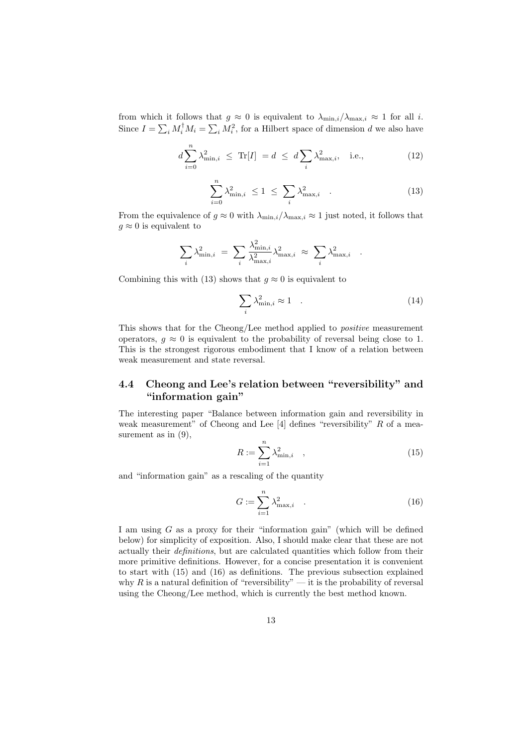from which it follows that $g \approx 0$ is equivalent to $\lambda_{\min,i}/\lambda_{\max,i} \approx 1$ for all $i$. Since $I = \sum_i M_i^\dagger M_i = \sum_i M_i^2$, for a Hilbert space of dimension $d$ we also have

$$d \sum_{i=0}^{n} \lambda_{\min,i}^2 \;\leq\; \mathrm{Tr}[I] \;= d \;\leq\; d \sum_i \lambda_{\max,i}^2, \quad \text{i.e.,} \tag{12}$$

$$\sum_{i=0}^{n} \lambda_{\min,i}^2 \;\leq 1 \;\leq\; \sum_i \lambda_{\max,i}^2 \quad . \tag{13}$$

From the equivalence of $g \approx 0$ with $\lambda_{\min,i}/\lambda_{\max,i} \approx 1$ just noted, it follows that $g \approx 0$ is equivalent to

$$\sum_i \lambda_{\min,i}^2 \;=\; \sum_i \frac{\lambda_{\min,i}^2}{\lambda_{\max,i}^2} \lambda_{\max,i}^2 \;\approx\; \sum_i \lambda_{\max,i}^2 \quad .$$

Combining this with (13) shows that $g \approx 0$ is equivalent to

$$\sum_i \lambda_{\min,i}^2 \approx 1 \quad . \tag{14}$$

This shows that for the Cheong/Lee method applied to *positive* measurement operators, $g \approx 0$ is equivalent to the probability of reversal being close to 1. This is the strongest rigorous embodiment that I know of a relation between weak measurement and state reversal.

## 4.4 Cheong and Lee's relation between "reversibility" and "information gain"

The interesting paper "Balance between information gain and reversibility in weak measurement" of Cheong and Lee [4] defines "reversibility" $R$ of a measurement as in (9),

$$R := \sum_{i=1}^{n} \lambda_{\min,i}^2 \quad , \tag{15}$$

and "information gain" as a rescaling of the quantity

$$G := \sum_{i=1}^{n} \lambda_{\max,i}^2 \quad . \tag{16}$$

I am using $G$ as a proxy for their "information gain" (which will be defined below) for simplicity of exposition. Also, I should make clear that these are not actually their *definitions*, but are calculated quantities which follow from their more primitive definitions. However, for a concise presentation it is convenient to start with (15) and (16) as definitions. The previous subsection explained why $R$ is a natural definition of "reversibility" — it is the probability of reversal using the Cheong/Lee method, which is currently the best method known.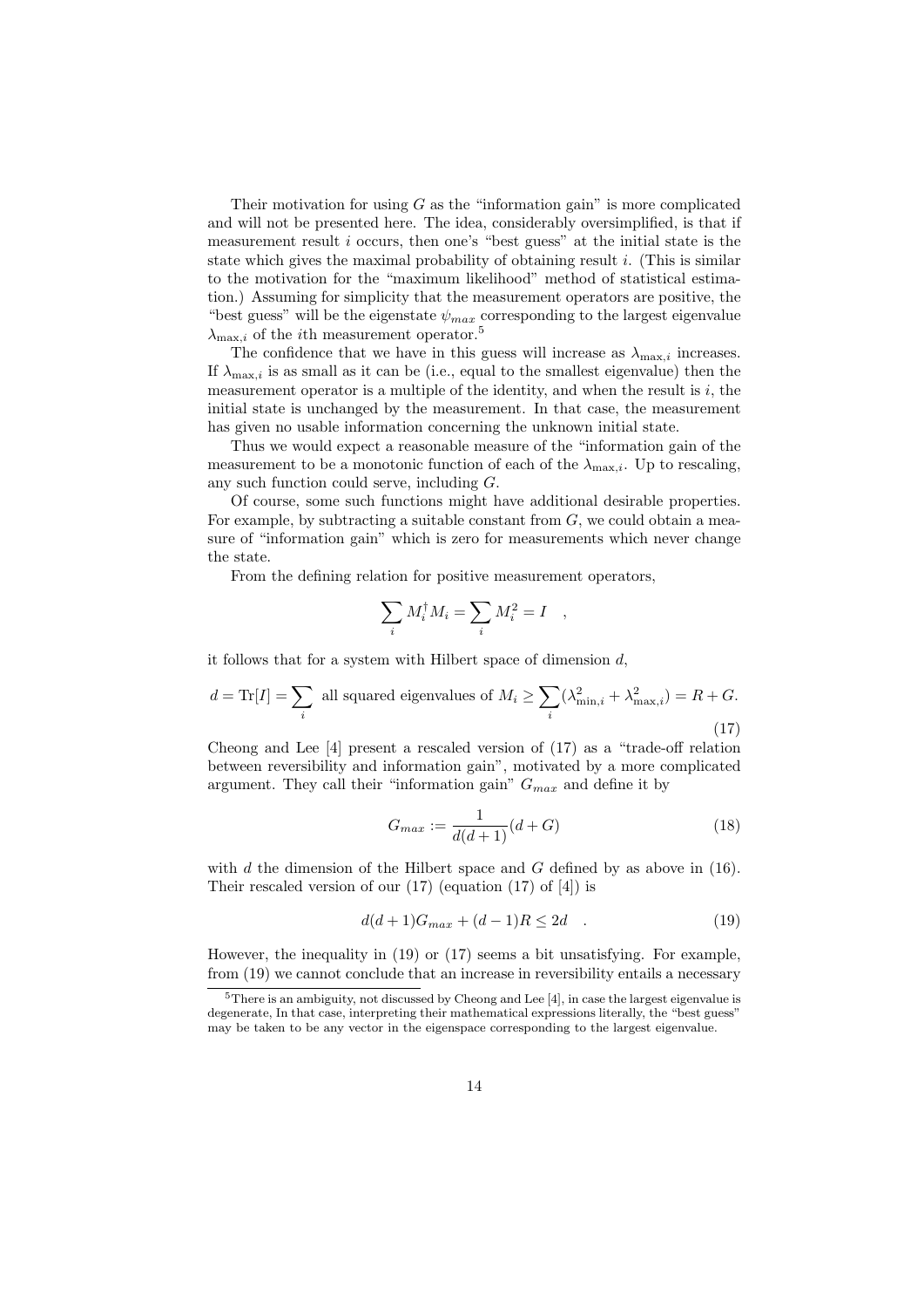Their motivation for using $G$ as the "information gain" is more complicated and will not be presented here. The idea, considerably oversimplified, is that if measurement result $i$ occurs, then one's "best guess" at the initial state is the state which gives the maximal probability of obtaining result $i$. (This is similar to the motivation for the "maximum likelihood" method of statistical estimation.) Assuming for simplicity that the measurement operators are positive, the "best guess" will be the eigenstate $\psi_{max}$ corresponding to the largest eigenvalue $\lambda_{\max,i}$ of the $i$th measurement operator.[5]

The confidence that we have in this guess will increase as $\lambda_{\max,i}$ increases. If $\lambda_{\max,i}$ is as small as it can be (i.e., equal to the smallest eigenvalue) then the measurement operator is a multiple of the identity, and when the result is $i$, the initial state is unchanged by the measurement. In that case, the measurement has given no usable information concerning the unknown initial state.

Thus we would expect a reasonable measure of the "information gain of the measurement to be a monotonic function of each of the $\lambda_{\max,i}$. Up to rescaling, any such function could serve, including $G$.

Of course, some such functions might have additional desirable properties. For example, by subtracting a suitable constant from $G$, we could obtain a measure of "information gain" which is zero for measurements which never change the state.

From the defining relation for positive measurement operators,

$$\sum_i M_i^\dagger M_i = \sum_i M_i^2 = I \quad ,$$

it follows that for a system with Hilbert space of dimension $d$,

$$d = \mathrm{Tr}[I] = \sum_i \text{ all squared eigenvalues of } M_i \geq \sum_i (\lambda_{\min,i}^2 + \lambda_{\max,i}^2) = R + G. \tag{17}$$

Cheong and Lee [4] present a rescaled version of (17) as a "trade-off relation between reversibility and information gain", motivated by a more complicated argument. They call their "information gain" $G_{max}$ and define it by

$$G_{max} := \frac{1}{d(d+1)}(d + G) \tag{18}$$

with $d$ the dimension of the Hilbert space and $G$ defined by as above in (16). Their rescaled version of our (17) (equation (17) of [4]) is

$$d(d+1)G_{max} + (d-1)R \leq 2d \quad . \tag{19}$$

However, the inequality in (19) or (17) seems a bit unsatisfying. For example, from (19) we cannot conclude that an increase in reversibility entails a necessary

[5] There is an ambiguity, not discussed by Cheong and Lee [4], in case the largest eigenvalue is degenerate, In that case, interpreting their mathematical expressions literally, the "best guess" may be taken to be any vector in the eigenspace corresponding to the largest eigenvalue.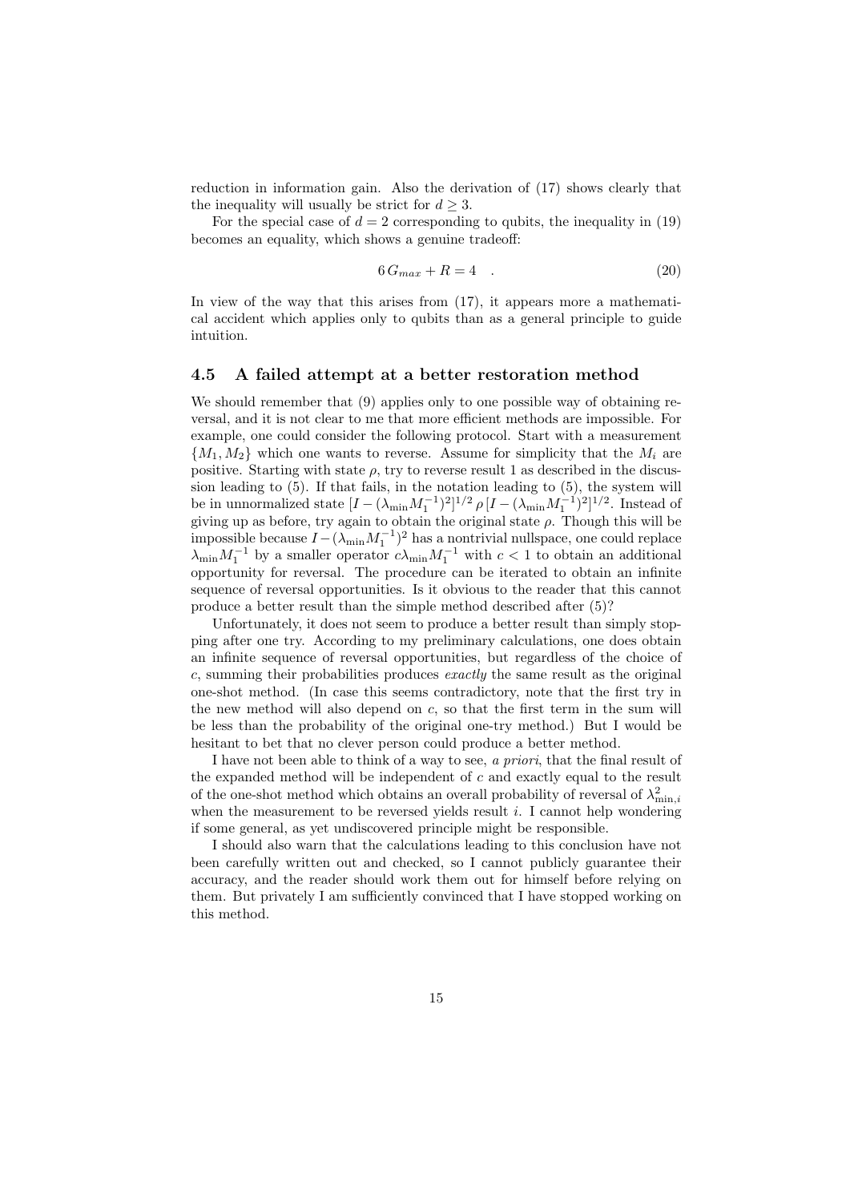reduction in information gain. Also the derivation of (17) shows clearly that the inequality will usually be strict for $d \geq 3$.

For the special case of $d = 2$ corresponding to qubits, the inequality in (19) becomes an equality, which shows a genuine tradeoff:

$$6\, G_{max} + R = 4 \quad . \tag{20}$$

In view of the way that this arises from (17), it appears more a mathematical accident which applies only to qubits than as a general principle to guide intuition.

### 4.5 A failed attempt at a better restoration method

We should remember that (9) applies only to one possible way of obtaining reversal, and it is not clear to me that more efficient methods are impossible. For example, one could consider the following protocol. Start with a measurement $\{M_1, M_2\}$ which one wants to reverse. Assume for simplicity that the $M_i$ are positive. Starting with state $\rho$, try to reverse result 1 as described in the discussion leading to (5). If that fails, in the notation leading to (5), the system will be in unnormalized state $[I - (\lambda_{\min} M_1^{-1})^2]^{1/2}\, \rho\, [I - (\lambda_{\min} M_1^{-1})^2]^{1/2}$. Instead of giving up as before, try again to obtain the original state $\rho$. Though this will be impossible because $I - (\lambda_{\min} M_1^{-1})^2$ has a nontrivial nullspace, one could replace $\lambda_{\min} M_1^{-1}$ by a smaller operator $c \lambda_{\min} M_1^{-1}$ with $c < 1$ to obtain an additional opportunity for reversal. The procedure can be iterated to obtain an infinite sequence of reversal opportunities. Is it obvious to the reader that this cannot produce a better result than the simple method described after (5)?

Unfortunately, it does not seem to produce a better result than simply stopping after one try. According to my preliminary calculations, one does obtain an infinite sequence of reversal opportunities, but regardless of the choice of $c$, summing their probabilities produces *exactly* the same result as the original one-shot method. (In case this seems contradictory, note that the first try in the new method will also depend on $c$, so that the first term in the sum will be less than the probability of the original one-try method.) But I would be hesitant to bet that no clever person could produce a better method.

I have not been able to think of a way to see, *a priori*, that the final result of the expanded method will be independent of $c$ and exactly equal to the result of the one-shot method which obtains an overall probability of reversal of $\lambda^2_{\min,i}$ when the measurement to be reversed yields result $i$. I cannot help wondering if some general, as yet undiscovered principle might be responsible.

I should also warn that the calculations leading to this conclusion have not been carefully written out and checked, so I cannot publicly guarantee their accuracy, and the reader should work them out for himself before relying on them. But privately I am sufficiently convinced that I have stopped working on this method.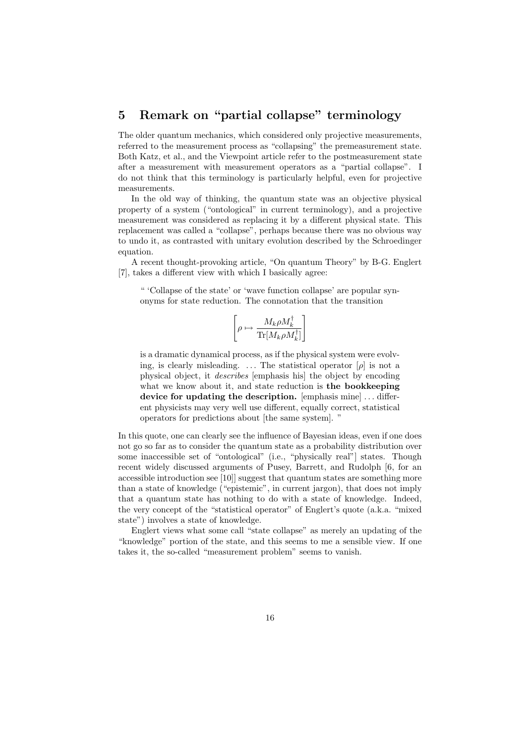## 5 Remark on "partial collapse" terminology

The older quantum mechanics, which considered only projective measurements, referred to the measurement process as "collapsing" the premeasurement state. Both Katz, et al., and the Viewpoint article refer to the postmeasurement state after a measurement with measurement operators as a "partial collapse". I do not think that this terminology is particularly helpful, even for projective measurements.

In the old way of thinking, the quantum state was an objective physical property of a system ("ontological" in current terminology), and a projective measurement was considered as replacing it by a different physical state. This replacement was called a "collapse", perhaps because there was no obvious way to undo it, as contrasted with unitary evolution described by the Schroedinger equation.

A recent thought-provoking article, "On quantum Theory" by B-G. Englert [7], takes a different view with which I basically agree:

> " 'Collapse of the state' or 'wave function collapse' are popular synonyms for state reduction. The connotation that the transition
>
> $$\left[ \rho \mapsto \frac{M_k \rho M_k^\dagger}{\mathrm{Tr}[M_k \rho M_k^\dagger]} \right]$$
>
> is a dramatic dynamical process, as if the physical system were evolving, is clearly misleading. ... The statistical operator [$\rho$] is not a physical object, it *describes* [emphasis his] the object by encoding what we know about it, and state reduction is **the bookkeeping device for updating the description.** [emphasis mine] ... different physicists may very well use different, equally correct, statistical operators for predictions about [the same system]. "

In this quote, one can clearly see the influence of Bayesian ideas, even if one does not go so far as to consider the quantum state as a probability distribution over some inaccessible set of "ontological" (i.e., "physically real"] states. Though recent widely discussed arguments of Pusey, Barrett, and Rudolph [6, for an accessible introduction see [10]] suggest that quantum states are something more than a state of knowledge ("epistemic", in current jargon), that does not imply that a quantum state has nothing to do with a state of knowledge. Indeed, the very concept of the "statistical operator" of Englert's quote (a.k.a. "mixed state") involves a state of knowledge.

Englert views what some call "state collapse" as merely an updating of the "knowledge" portion of the state, and this seems to me a sensible view. If one takes it, the so-called "measurement problem" seems to vanish.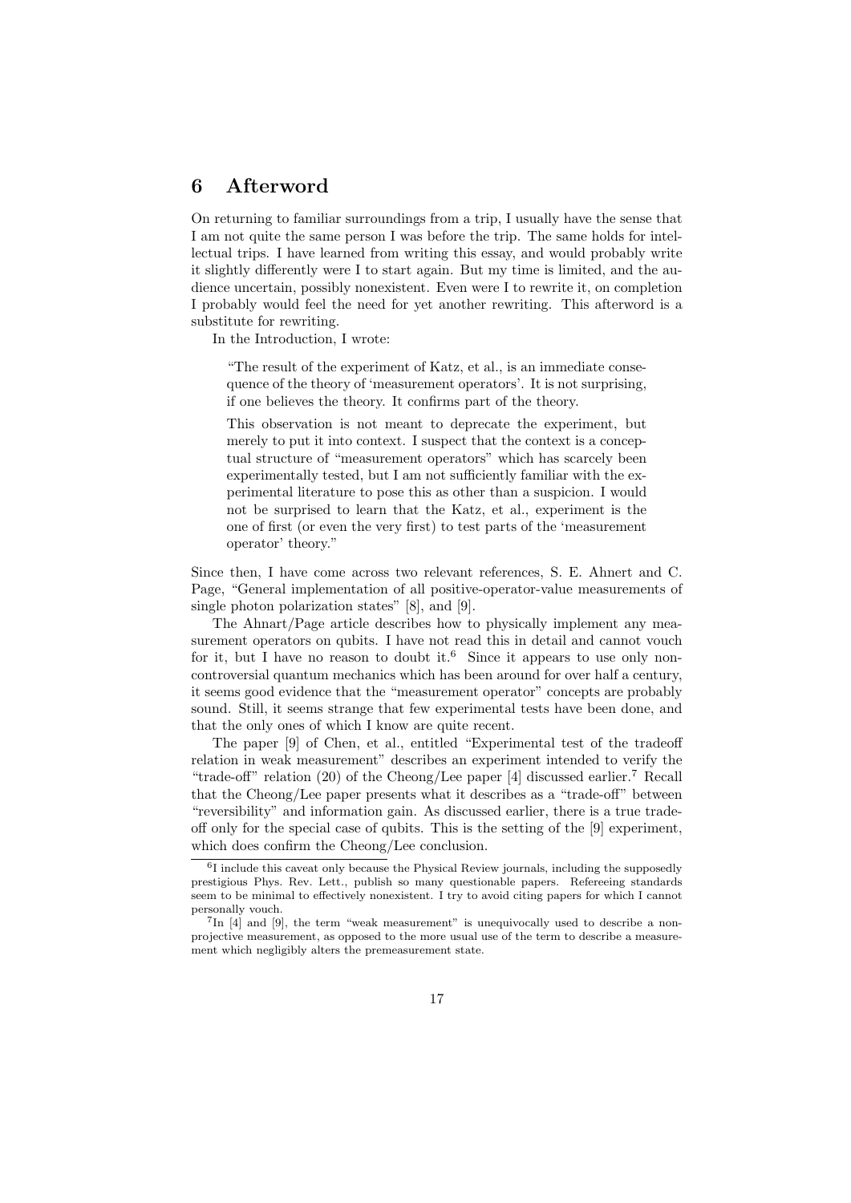## 6 Afterword

On returning to familiar surroundings from a trip, I usually have the sense that I am not quite the same person I was before the trip. The same holds for intellectual trips. I have learned from writing this essay, and would probably write it slightly differently were I to start again. But my time is limited, and the audience uncertain, possibly nonexistent. Even were I to rewrite it, on completion I probably would feel the need for yet another rewriting. This afterword is a substitute for rewriting.

In the Introduction, I wrote:

> "The result of the experiment of Katz, et al., is an immediate consequence of the theory of 'measurement operators'. It is not surprising, if one believes the theory. It confirms part of the theory.
>
> This observation is not meant to deprecate the experiment, but merely to put it into context. I suspect that the context is a conceptual structure of "measurement operators" which has scarcely been experimentally tested, but I am not sufficiently familiar with the experimental literature to pose this as other than a suspicion. I would not be surprised to learn that the Katz, et al., experiment is the one of first (or even the very first) to test parts of the 'measurement operator' theory."

Since then, I have come across two relevant references, S. E. Ahnert and C. Page, "General implementation of all positive-operator-value measurements of single photon polarization states" [8], and [9].

The Ahnart/Page article describes how to physically implement any measurement operators on qubits. I have not read this in detail and cannot vouch for it, but I have no reason to doubt it.[6] Since it appears to use only noncontroversial quantum mechanics which has been around for over half a century, it seems good evidence that the "measurement operator" concepts are probably sound. Still, it seems strange that few experimental tests have been done, and that the only ones of which I know are quite recent.

The paper [9] of Chen, et al., entitled "Experimental test of the tradeoff relation in weak measurement" describes an experiment intended to verify the "trade-off" relation (20) of the Cheong/Lee paper [4] discussed earlier.[7] Recall that the Cheong/Lee paper presents what it describes as a "trade-off" between "reversibility" and information gain. As discussed earlier, there is a true tradeoff only for the special case of qubits. This is the setting of the [9] experiment, which does confirm the Cheong/Lee conclusion.

[6] I include this caveat only because the Physical Review journals, including the supposedly prestigious Phys. Rev. Lett., publish so many questionable papers. Refereeing standards seem to be minimal to effectively nonexistent. I try to avoid citing papers for which I cannot personally vouch.

[7] In [4] and [9], the term "weak measurement" is unequivocally used to describe a nonprojective measurement, as opposed to the more usual use of the term to describe a measurement which negligibly alters the premeasurement state.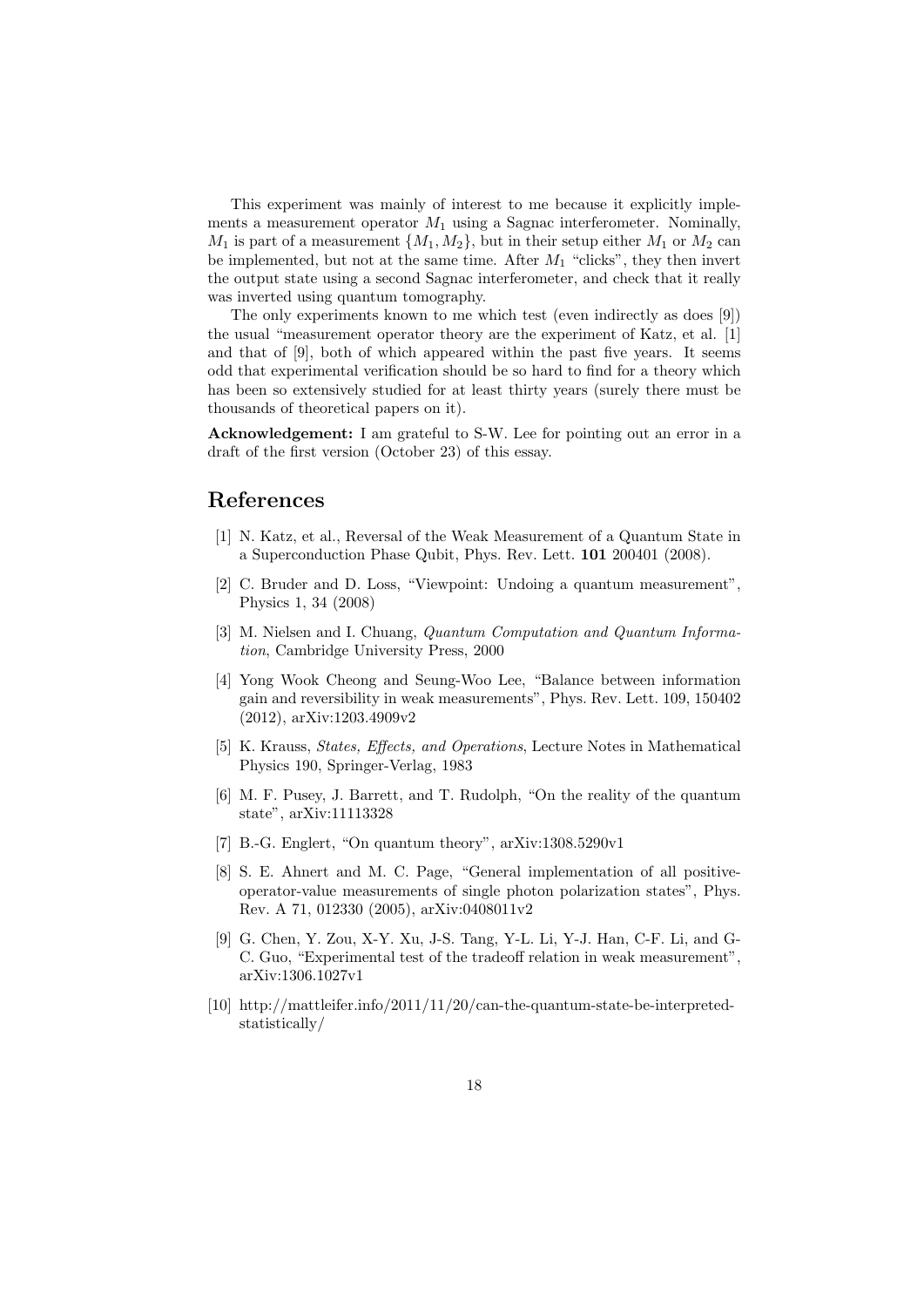This experiment was mainly of interest to me because it explicitly implements a measurement operator $M_1$ using a Sagnac interferometer. Nominally, $M_1$ is part of a measurement $\{M_1, M_2\}$, but in their setup either $M_1$ or $M_2$ can be implemented, but not at the same time. After $M_1$ "clicks", they then invert the output state using a second Sagnac interferometer, and check that it really was inverted using quantum tomography.

The only experiments known to me which test (even indirectly as does [9]) the usual "measurement operator theory are the experiment of Katz, et al. [1] and that of [9], both of which appeared within the past five years. It seems odd that experimental verification should be so hard to find for a theory which has been so extensively studied for at least thirty years (surely there must be thousands of theoretical papers on it).

**Acknowledgement:** I am grateful to S-W. Lee for pointing out an error in a draft of the first version (October 23) of this essay.

## References

[1] N. Katz, et al., Reversal of the Weak Measurement of a Quantum State in a Superconduction Phase Qubit, Phys. Rev. Lett. **101** 200401 (2008).

[2] C. Bruder and D. Loss, "Viewpoint: Undoing a quantum measurement", Physics 1, 34 (2008)

[3] M. Nielsen and I. Chuang, *Quantum Computation and Quantum Information*, Cambridge University Press, 2000

[4] Yong Wook Cheong and Seung-Woo Lee, "Balance between information gain and reversibility in weak measurements", Phys. Rev. Lett. 109, 150402 (2012), arXiv:1203.4909v2

[5] K. Krauss, *States, Effects, and Operations*, Lecture Notes in Mathematical Physics 190, Springer-Verlag, 1983

[6] M. F. Pusey, J. Barrett, and T. Rudolph, "On the reality of the quantum state", arXiv:11113328

[7] B.-G. Englert, "On quantum theory", arXiv:1308.5290v1

[8] S. E. Ahnert and M. C. Page, "General implementation of all positive-operator-value measurements of single photon polarization states", Phys. Rev. A 71, 012330 (2005), arXiv:0408011v2

[9] G. Chen, Y. Zou, X-Y. Xu, J-S. Tang, Y-L. Li, Y-J. Han, C-F. Li, and G-C. Guo, "Experimental test of the tradeoff relation in weak measurement", arXiv:1306.1027v1

[10] http://mattleifer.info/2011/11/20/can-the-quantum-state-be-interpreted-statistically/